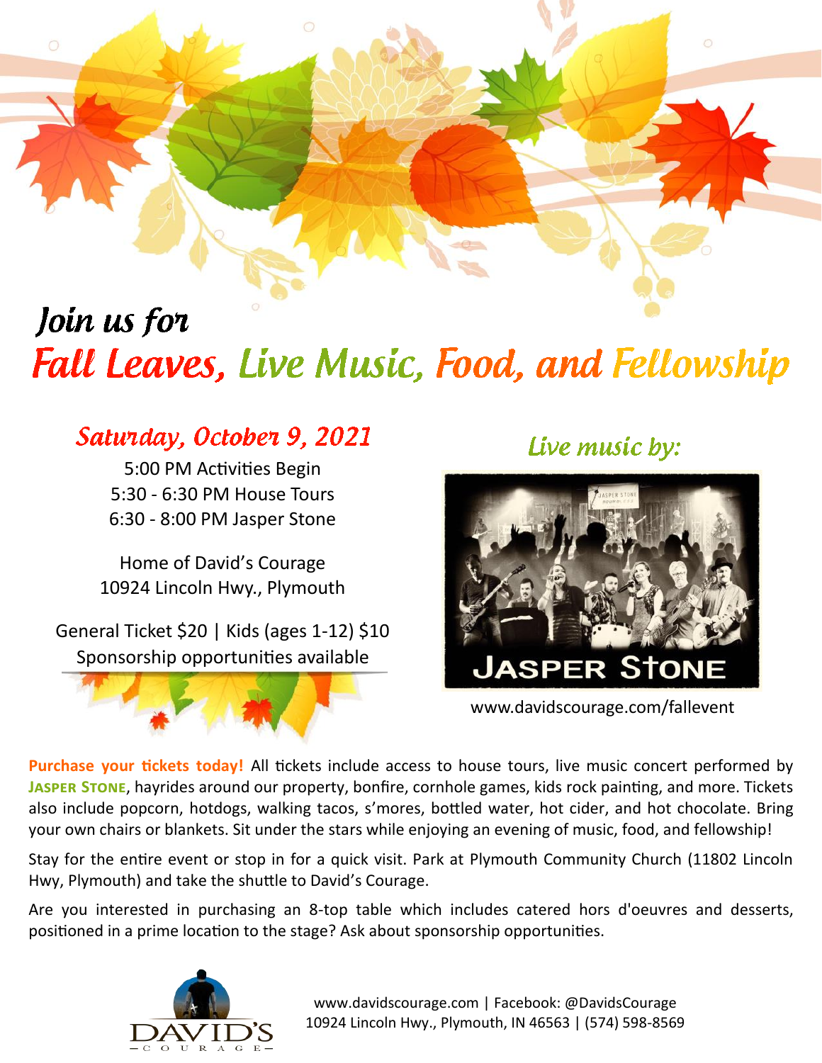# Join us for
## Fall Leaves, Live Music, Food, and Fellowship

### Saturday, October 9, 2021

5:00 PM Activities Begin
5:30 - 6:30 PM House Tours
6:30 - 8:00 PM Jasper Stone

Home of David's Courage
10924 Lincoln Hwy., Plymouth

General Ticket $20 | Kids (ages 1-12) $10
Sponsorship opportunities available

### Live music by:

JASPER STONE

www.davidscourage.com/fallevent

**Purchase your tickets today!** All tickets include access to house tours, live music concert performed by **JASPER STONE**, hayrides around our property, bonfire, cornhole games, kids rock painting, and more. Tickets also include popcorn, hotdogs, walking tacos, s'mores, bottled water, hot cider, and hot chocolate. Bring your own chairs or blankets. Sit under the stars while enjoying an evening of music, food, and fellowship!

Stay for the entire event or stop in for a quick visit. Park at Plymouth Community Church (11802 Lincoln Hwy, Plymouth) and take the shuttle to David's Courage.

Are you interested in purchasing an 8-top table which includes catered hors d'oeuvres and desserts, positioned in a prime location to the stage? Ask about sponsorship opportunities.

DAVID'S COURAGE

www.davidscourage.com | Facebook: @DavidsCourage
10924 Lincoln Hwy., Plymouth, IN 46563 | (574) 598-8569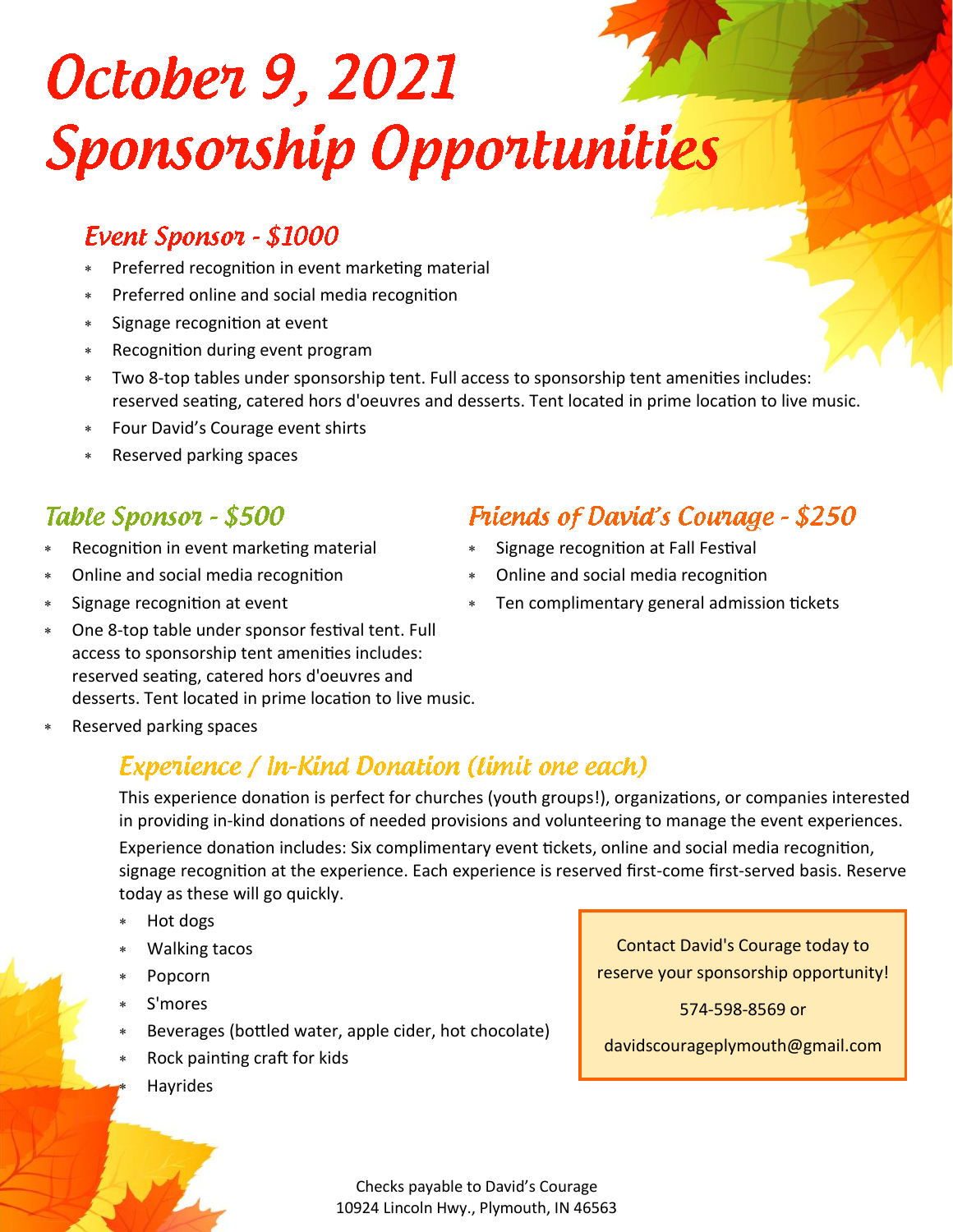# October 9, 2021
# Sponsorship Opportunities

## Event Sponsor - $1000

- Preferred recognition in event marketing material
- Preferred online and social media recognition
- Signage recognition at event
- Recognition during event program
- Two 8-top tables under sponsorship tent. Full access to sponsorship tent amenities includes: reserved seating, catered hors d'oeuvres and desserts. Tent located in prime location to live music.
- Four David's Courage event shirts
- Reserved parking spaces

## Table Sponsor - $500

- Recognition in event marketing material
- Online and social media recognition
- Signage recognition at event
- One 8-top table under sponsor festival tent. Full access to sponsorship tent amenities includes: reserved seating, catered hors d'oeuvres and desserts. Tent located in prime location to live music.
- Reserved parking spaces

## Friends of David's Courage - $250

- Signage recognition at Fall Festival
- Online and social media recognition
- Ten complimentary general admission tickets

## Experience / In-Kind Donation (limit one each)

This experience donation is perfect for churches (youth groups!), organizations, or companies interested in providing in-kind donations of needed provisions and volunteering to manage the event experiences.

Experience donation includes: Six complimentary event tickets, online and social media recognition, signage recognition at the experience. Each experience is reserved first-come first-served basis. Reserve today as these will go quickly.

- Hot dogs
- Walking tacos
- Popcorn
- S'mores
- Beverages (bottled water, apple cider, hot chocolate)
- Rock painting craft for kids
- Hayrides

Contact David's Courage today to reserve your sponsorship opportunity!

574-598-8569 or

davidscourageplymouth@gmail.com

Checks payable to David's Courage
10924 Lincoln Hwy., Plymouth, IN 46563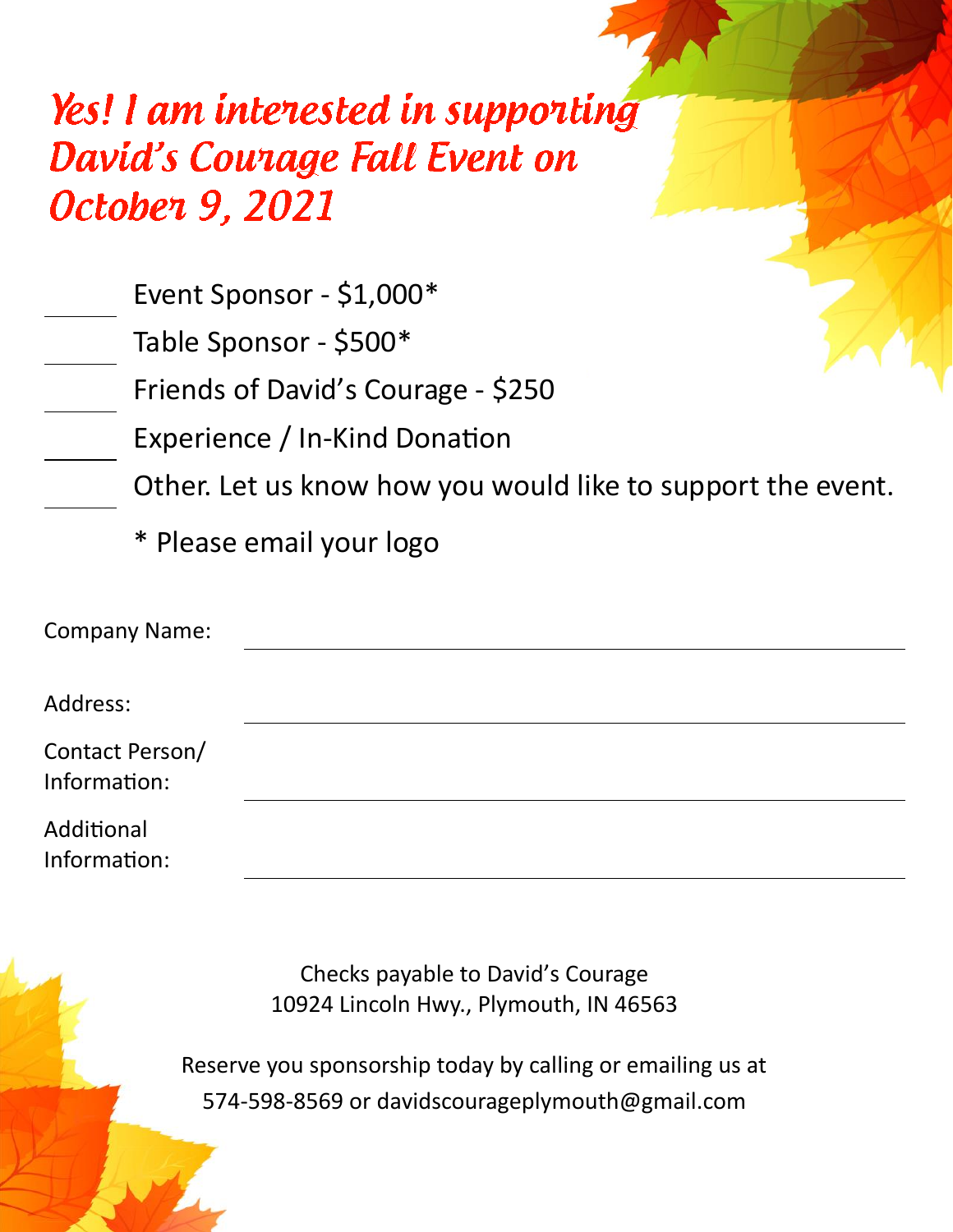# *Yes! I am interested in supporting David's Courage Fall Event on October 9, 2021*

\_\_\_\_\_ Event Sponsor - $1,000*

\_\_\_\_\_ Table Sponsor - $500*

\_\_\_\_\_ Friends of David's Courage - $250

\_\_\_\_\_ Experience / In-Kind Donation

\_\_\_\_\_ Other. Let us know how you would like to support the event.

\* Please email your logo

Company Name: \_\_\_\_\_\_\_\_\_\_\_\_\_\_\_\_\_\_\_\_\_\_\_\_\_\_\_\_\_\_\_\_\_\_\_\_\_\_\_\_\_\_\_\_

Address: \_\_\_\_\_\_\_\_\_\_\_\_\_\_\_\_\_\_\_\_\_\_\_\_\_\_\_\_\_\_\_\_\_\_\_\_\_\_\_\_\_\_\_\_

Contact Person/ Information: \_\_\_\_\_\_\_\_\_\_\_\_\_\_\_\_\_\_\_\_\_\_\_\_\_\_\_\_\_\_\_\_\_\_\_\_\_\_\_\_\_\_\_\_

Additional Information: \_\_\_\_\_\_\_\_\_\_\_\_\_\_\_\_\_\_\_\_\_\_\_\_\_\_\_\_\_\_\_\_\_\_\_\_\_\_\_\_\_\_\_\_

Checks payable to David's Courage
10924 Lincoln Hwy., Plymouth, IN 46563

Reserve you sponsorship today by calling or emailing us at
574-598-8569 or davidscourageplymouth@gmail.com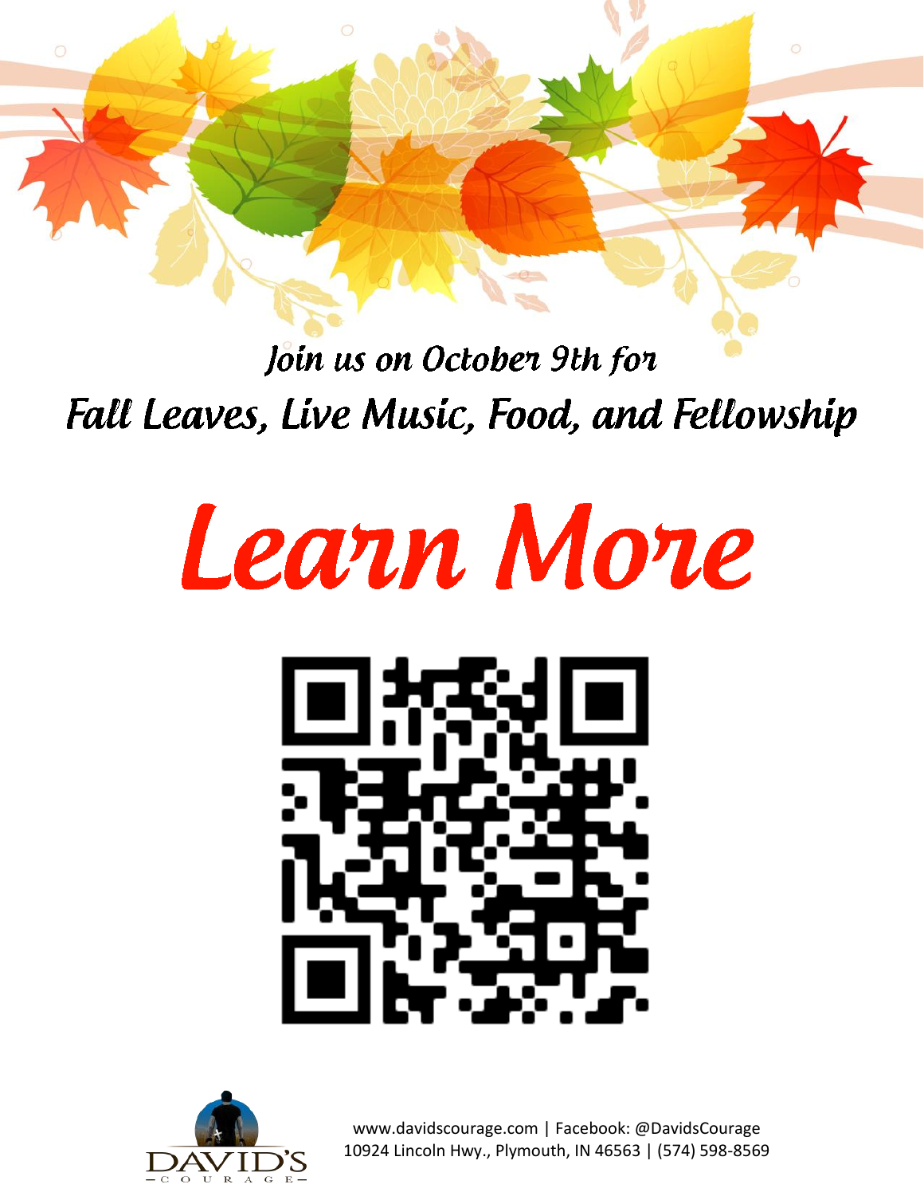*Join us on October 9th for*

*Fall Leaves, Live Music, Food, and Fellowship*

# *Learn More*

www.davidscourage.com | Facebook: @DavidsCourage
10924 Lincoln Hwy., Plymouth, IN 46563 | (574) 598-8569